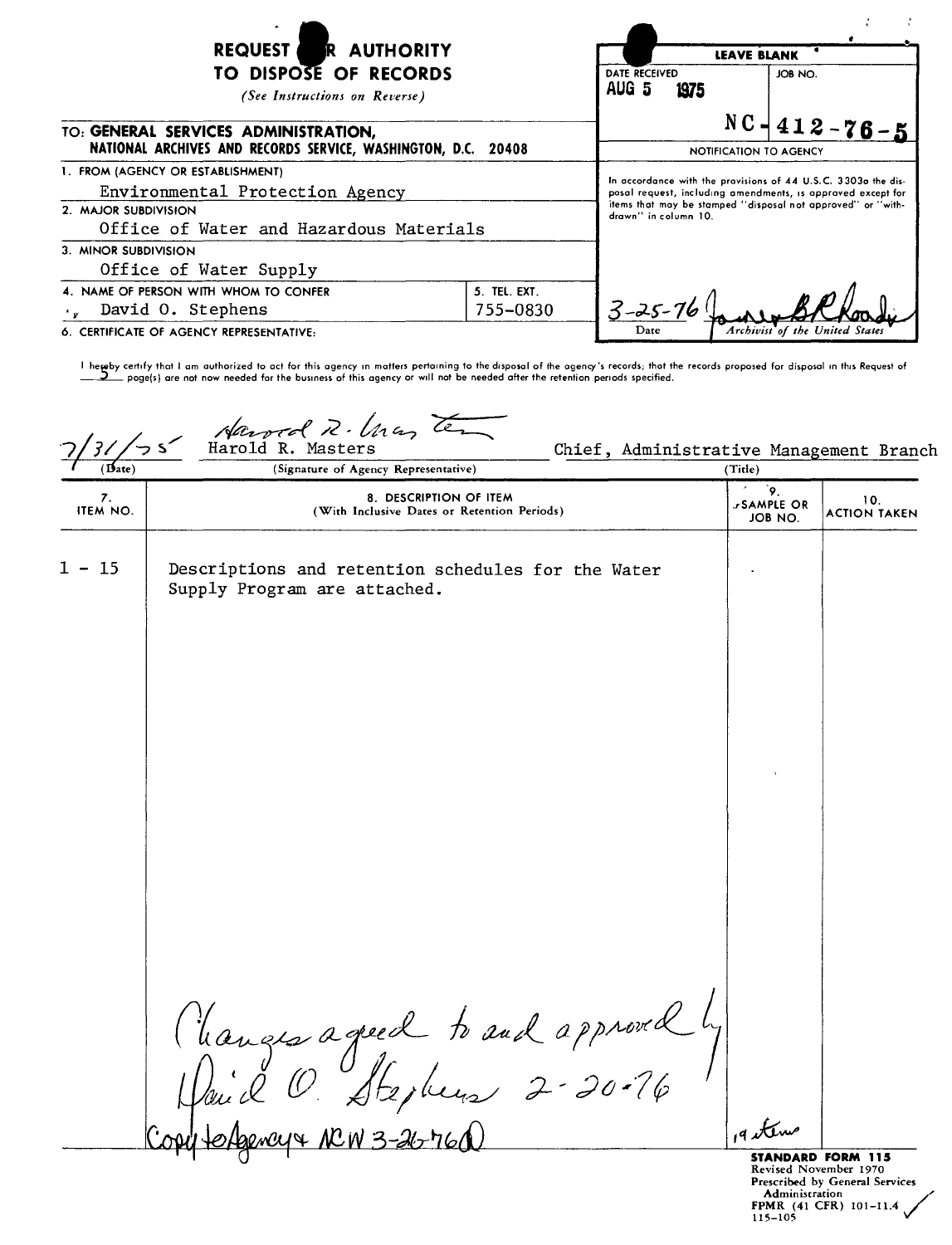# REQUEST FOR AUTHORITY TO DISPOSE OF RECORDS

*(See Instructions on Reverse)*

| LEAVE BLANK | |
|---|---|
| DATE RECEIVED | JOB NO. |
| AUG 5 1975 | NC-412-76-5 |

**NOTIFICATION TO AGENCY**

In accordance with the provisions of 44 U.S.C. 3303a the disposal request, including amendments, is approved except for items that may be stamped "disposal not approved" or "withdrawn" in column 10.

3-25-76 — *(signature)* — Archivist of the United States

**TO: GENERAL SERVICES ADMINISTRATION, NATIONAL ARCHIVES AND RECORDS SERVICE, WASHINGTON, D.C. 20408**

1. FROM (AGENCY OR ESTABLISHMENT)
   Environmental Protection Agency
2. MAJOR SUBDIVISION
   Office of Water and Hazardous Materials
3. MINOR SUBDIVISION
   Office of Water Supply
4. NAME OF PERSON WITH WHOM TO CONFER
   David O. Stephens
5. TEL. EXT.
   755-0830
6. CERTIFICATE OF AGENCY REPRESENTATIVE:

I hereby certify that I am authorized to act for this agency in matters pertaining to the disposal of the agency's records; that the records proposed for disposal in this Request of 5 page(s) are not now needed for the business of this agency or will not be needed after the retention periods specified.

| (Date) | (Signature of Agency Representative) | (Title) |
|---|---|---|
| 7/31/75 | Harold R. Masters | Chief, Administrative Management Branch |

| 7. ITEM NO. | 8. DESCRIPTION OF ITEM (With Inclusive Dates or Retention Periods) | 9. SAMPLE OR JOB NO. | 10. ACTION TAKEN |
|---|---|---|---|
| 1 - 15 | Descriptions and retention schedules for the Water Supply Program are attached. | | |

Changes agreed to and approved by David O. Stephens 2-20-76

Copy to Agency & NCW 3-26-76

19 items

**STANDARD FORM 115**
Revised November 1970
Prescribed by General Services Administration
FPMR (41 CFR) 101-11.4
115-105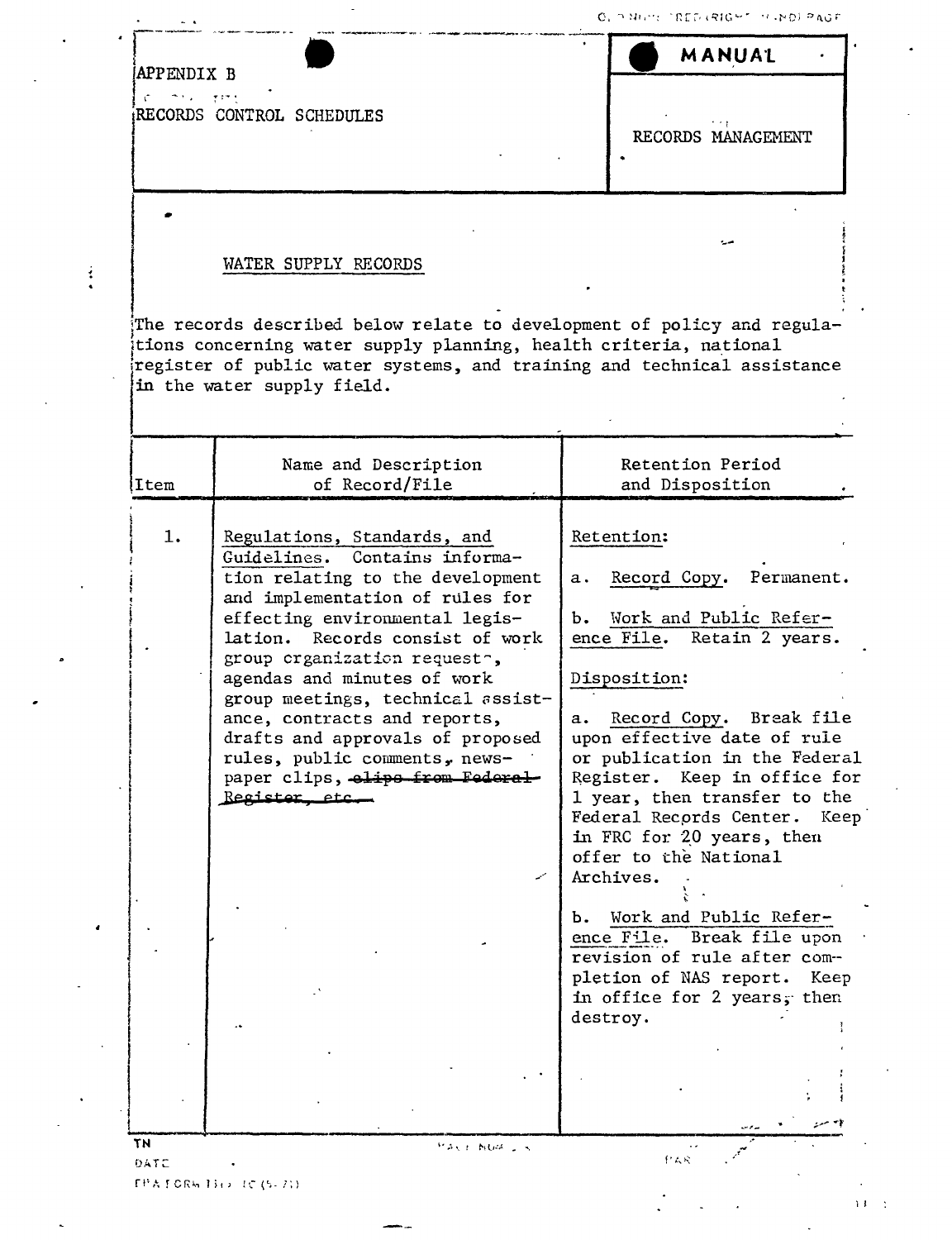APPENDIX B

RECORDS CONTROL SCHEDULES

**MANUAL**

RECORDS MANAGEMENT

WATER SUPPLY RECORDS

The records described below relate to development of policy and regulations concerning water supply planning, health criteria, national register of public water systems, and training and technical assistance in the water supply field.

| Item | Name and Description of Record/File | Retention Period and Disposition |
|---|---|---|
| 1. | Regulations, Standards, and Guidelines. Contains information relating to the development and implementation of rules for effecting environmental legislation. Records consist of work group organization requests, agendas and minutes of work group meetings, technical assistance, contracts and reports, drafts and approvals of proposed rules, public comments, newspaper clips, ~~clips from Federal Register, etc.~~ | Retention:<br><br>a. Record Copy. Permanent.<br><br>b. Work and Public Reference File. Retain 2 years.<br><br>Disposition:<br><br>a. Record Copy. Break file upon effective date of rule or publication in the Federal Register. Keep in office for 1 year, then transfer to the Federal Records Center. Keep in FRC for 20 years, then offer to the National Archives.<br><br>b. Work and Public Reference File. Break file upon revision of rule after completion of NAS report. Keep in office for 2 years, then destroy. |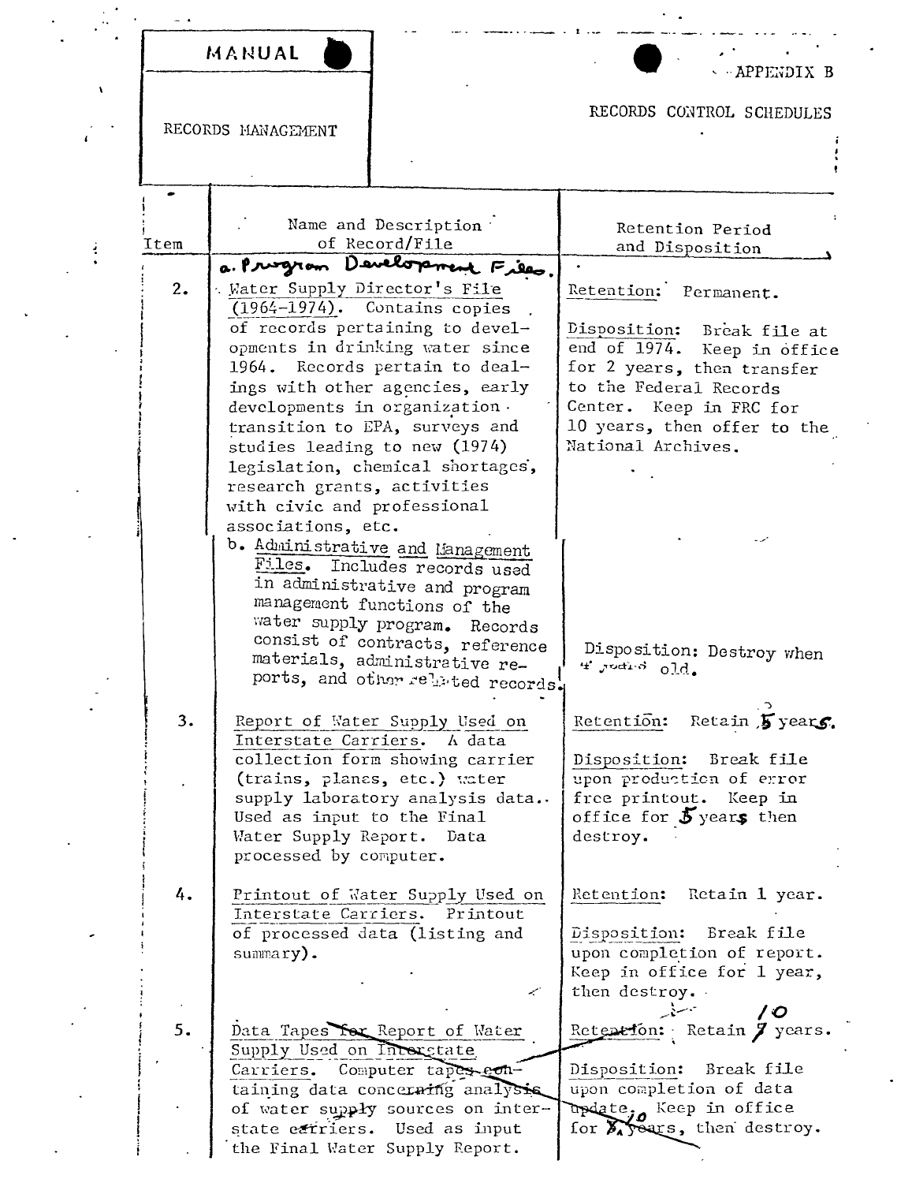| MANUAL | APPENDIX B |
|---|---|
| RECORDS MANAGEMENT | RECORDS CONTROL SCHEDULES |

| Item | Name and Description of Record/File | Retention Period and Disposition |
|---|---|---|
| | a. Program Development Files. | |
| 2. | Water Supply Director's File (1964-1974). Contains copies of records pertaining to developments in drinking water since 1964. Records pertain to dealings with other agencies, early developments in organization transition to EPA, surveys and studies leading to new (1974) legislation, chemical shortages, research grants, activities with civic and professional associations, etc. | Retention: Permanent.<br><br>Disposition: Break file at end of 1974. Keep in office for 2 years, then transfer to the Federal Records Center. Keep in FRC for 10 years, then offer to the National Archives. |
| | b. Administrative and Management Files. Includes records used in administrative and program management functions of the water supply program. Records consist of contracts, reference materials, administrative reports, and other related records. | Disposition: Destroy when 4 years old. |
| 3. | Report of Water Supply Used on Interstate Carriers. A data collection form showing carrier (trains, planes, etc.) water supply laboratory analysis data. Used as input to the Final Water Supply Report. Data processed by computer. | Retention: Retain 5 years.<br><br>Disposition: Break file upon production of error free printout. Keep in office for 5 years then destroy. |
| 4. | Printout of Water Supply Used on Interstate Carriers. Printout of processed data (listing and summary). | Retention: Retain 1 year.<br><br>Disposition: Break file upon completion of report. Keep in office for 1 year, then destroy. |
| 5. | ~~Data Tapes for Report of Water Supply Used on Interstate Carriers. Computer tapes containing data concerning analysis of water supply sources on interstate carriers. Used as input the Final Water Supply Report.~~ | ~~Retention: Retain 10 years.~~<br><br>~~Disposition: Break file upon completion of data update. Keep in office for 10 years, then destroy.~~ |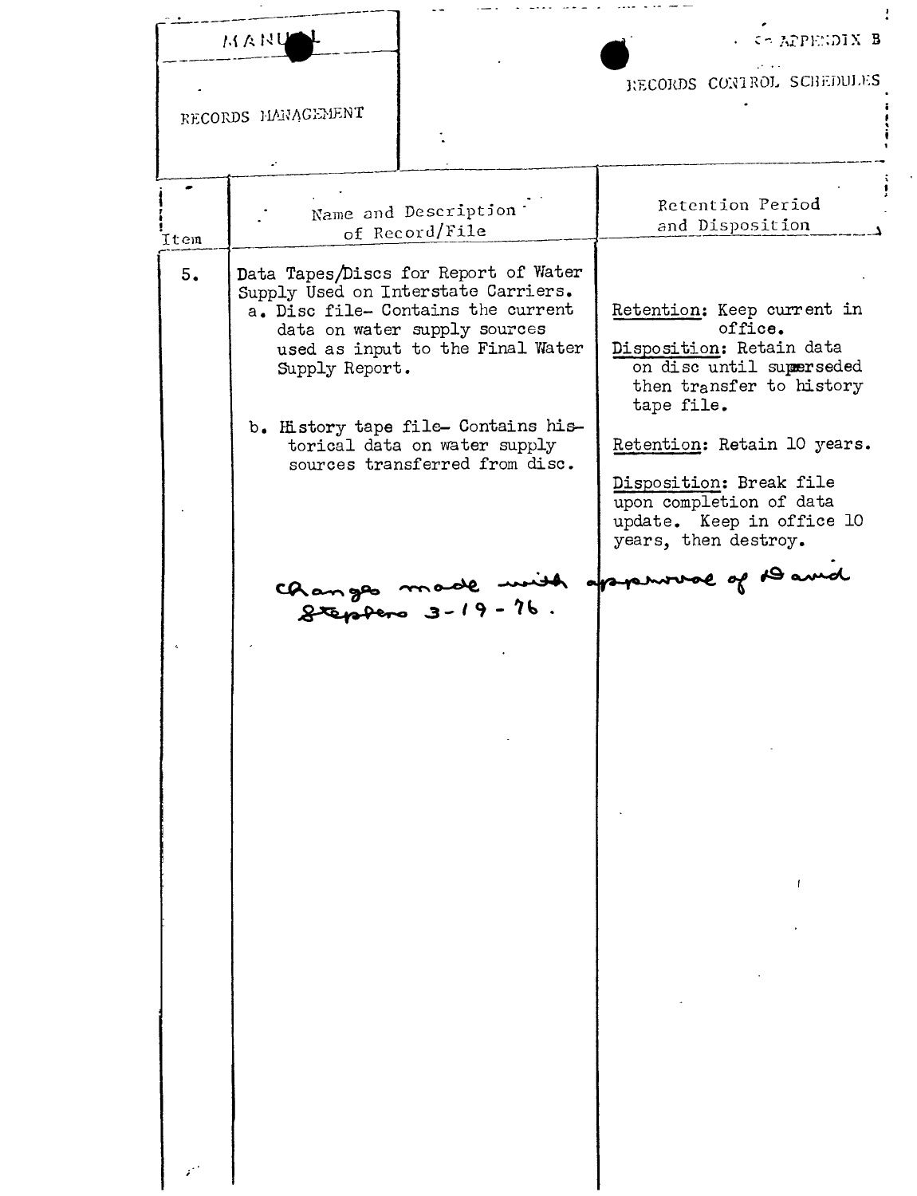| MANUAL | APPENDIX B |
| --- | --- |
| RECORDS MANAGEMENT | RECORDS CONTROL SCHEDULES |

| Item | Name and Description of Record/File | Retention Period and Disposition |
| --- | --- | --- |
| 5. | Data Tapes/Discs for Report of Water Supply Used on Interstate Carriers. | |
| | a. Disc file- Contains the current data on water supply sources used as input to the Final Water Supply Report. | Retention: Keep current in office. Disposition: Retain data on disc until superseded then transfer to history tape file. |
| | b. History tape file- Contains historical data on water supply sources transferred from disc. | Retention: Retain 10 years. Disposition: Break file upon completion of data update. Keep in office 10 years, then destroy. |

Changes made with approval of David Stephens 3-19-76.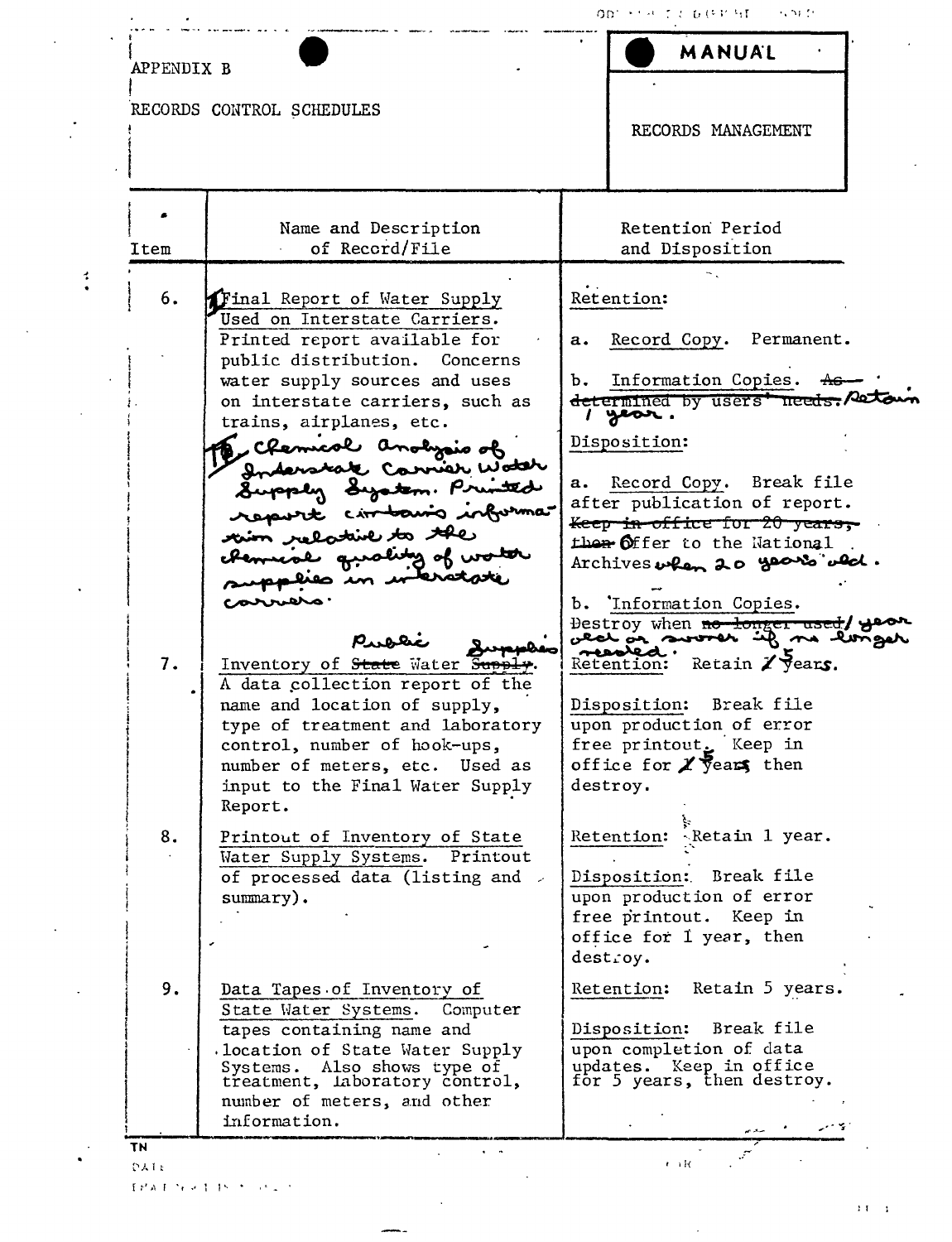APPENDIX B

RECORDS CONTROL SCHEDULES

**MANUAL**

RECORDS MANAGEMENT

| Item | Name and Description of Record/File | Retention Period and Disposition |
|---|---|---|
| 6. | Final Report of Water Supply Used on Interstate Carriers. Printed report available for public distribution. Concerns water supply sources and uses on interstate carriers, such as trains, airplanes, etc.<br><br>To Chemical analysis of Interstate Carrier Water Supply System. Printed report contains information relative to the chemical quality of water supplies in interstate carriers. | Retention:<br><br>a. Record Copy. Permanent.<br><br>b. Information Copies. ~~As determined by users' needs.~~ Retain 1 year.<br><br>Disposition:<br><br>a. Record Copy. Break file after publication of report. ~~Keep in office for 20 years, then~~ Offer to the National Archives when 20 years old.<br><br>b. Information Copies. Destroy when ~~no longer used~~/ year old or sooner if no longer needed. |
| 7. | Inventory of ~~State~~ Public Water ~~Supply~~ Supplies. A data collection report of the name and location of supply, type of treatment and laboratory control, number of hook-ups, number of meters, etc. Used as input to the Final Water Supply Report. | Retention: Retain ~~1~~ 5 years.<br><br>Disposition: Break file upon production of error free printout. Keep in office for ~~1~~ 5 years then destroy. |
| 8. | Printout of Inventory of State Water Supply Systems. Printout of processed data (listing and summary). | Retention: Retain 1 year.<br><br>Disposition: Break file upon production of error free printout. Keep in office for 1 year, then destroy. |
| 9. | Data Tapes of Inventory of State Water Systems. Computer tapes containing name and location of State Water Supply Systems. Also shows type of treatment, laboratory control, number of meters, and other information. | Retention: Retain 5 years.<br><br>Disposition: Break file upon completion of data updates. Keep in office for 5 years, then destroy. |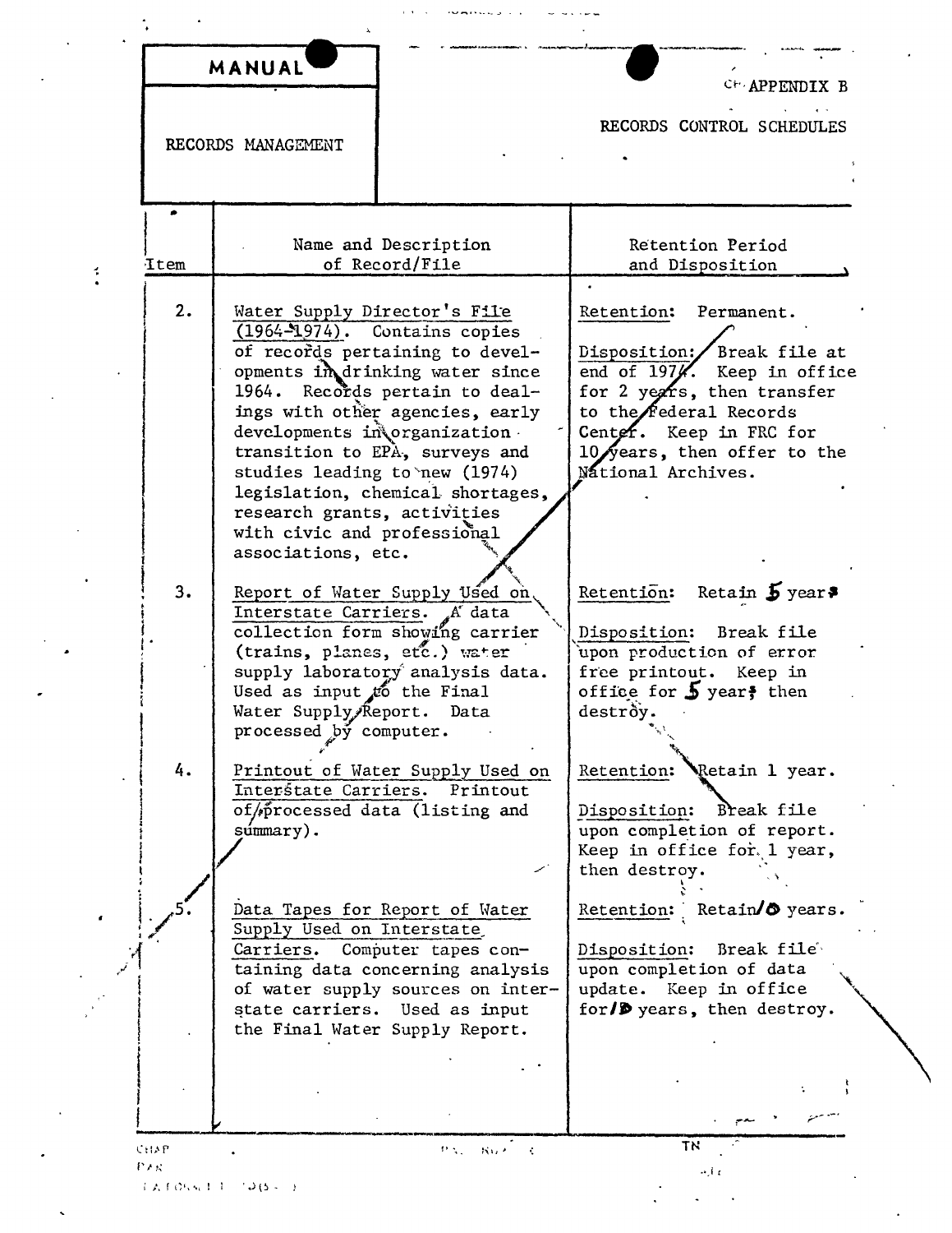| MANUAL | APPENDIX B |
| --- | --- |
| RECORDS MANAGEMENT | RECORDS CONTROL SCHEDULES |

| Item | Name and Description of Record/File | Retention Period and Disposition |
| --- | --- | --- |
| 2. | Water Supply Director's File (1964-1974). Contains copies of records pertaining to developments in drinking water since 1964. Records pertain to dealings with other agencies, early developments in organization transition to EPA, surveys and studies leading to new (1974) legislation, chemical shortages, research grants, activities with civic and professional associations, etc. | Retention: Permanent.<br><br>Disposition: Break file at end of 1974. Keep in office for 2 years, then transfer to the Federal Records Center. Keep in FRC for 10 years, then offer to the National Archives. |
| 3. | Report of Water Supply Used on Interstate Carriers. A data collection form showing carrier (trains, planes, etc.) water supply laboratory analysis data. Used as input to the Final Water Supply Report. Data processed by computer. | Retention: Retain 5 years<br><br>Disposition: Break file upon production of error free printout. Keep in office for 5 years then destroy. |
| 4. | Printout of Water Supply Used on Interstate Carriers. Printout of processed data (listing and summary). | Retention: Retain 1 year.<br><br>Disposition: Break file upon completion of report. Keep in office for 1 year, then destroy. |
| 5. | Data Tapes for Report of Water Supply Used on Interstate Carriers. Computer tapes containing data concerning analysis of water supply sources on interstate carriers. Used as input the Final Water Supply Report. | Retention: Retain 10 years.<br><br>Disposition: Break file upon completion of data update. Keep in office for 10 years, then destroy. |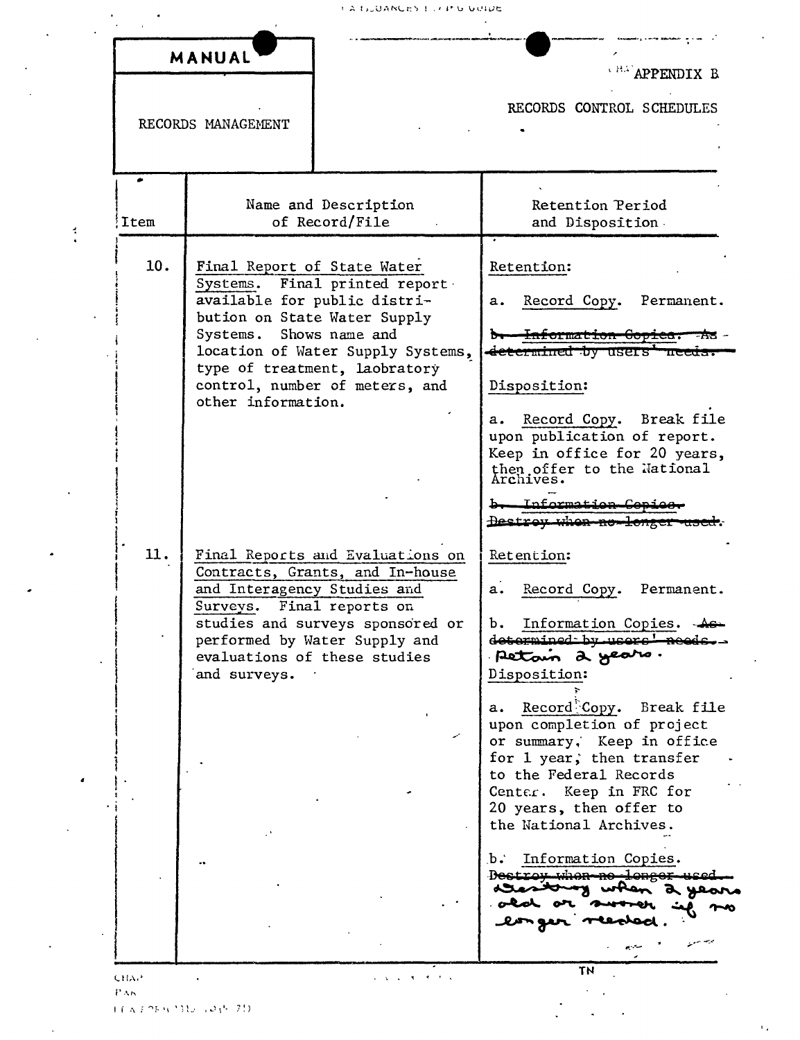**MANUAL**

RECORDS MANAGEMENT

APPENDIX B

RECORDS CONTROL SCHEDULES

| Item | Name and Description of Record/File | Retention Period and Disposition |
|---|---|---|
| 10. | Final Report of State Water Systems. Final printed report available for public distribution on State Water Supply Systems. Shows name and location of Water Supply Systems, type of treatment, laobratory control, number of meters, and other information. | Retention:<br><br>a. Record Copy. Permanent.<br><br>~~b. Information Copies. As determined by users' needs.~~<br><br>Disposition:<br><br>a. Record Copy. Break file upon publication of report. Keep in office for 20 years, then offer to the National Archives.<br><br>~~b. Information Copies. Destroy when no longer used.~~ |
| 11. | Final Reports and Evaluations on Contracts, Grants, and In-house and Interagency Studies and Surveys. Final reports on studies and surveys sponsored or performed by Water Supply and evaluations of these studies and surveys. | Retention:<br><br>a. Record Copy. Permanent.<br><br>b. Information Copies. ~~As determined by users' needs.~~ Retain 2 years.<br><br>Disposition:<br><br>a. Record Copy. Break file upon completion of project or summary. Keep in office for 1 year, then transfer to the Federal Records Center. Keep in FRC for 20 years, then offer to the National Archives.<br><br>b. Information Copies. ~~Destroy when no longer used.~~ Destroy when 2 years old or sooner if no longer needed. |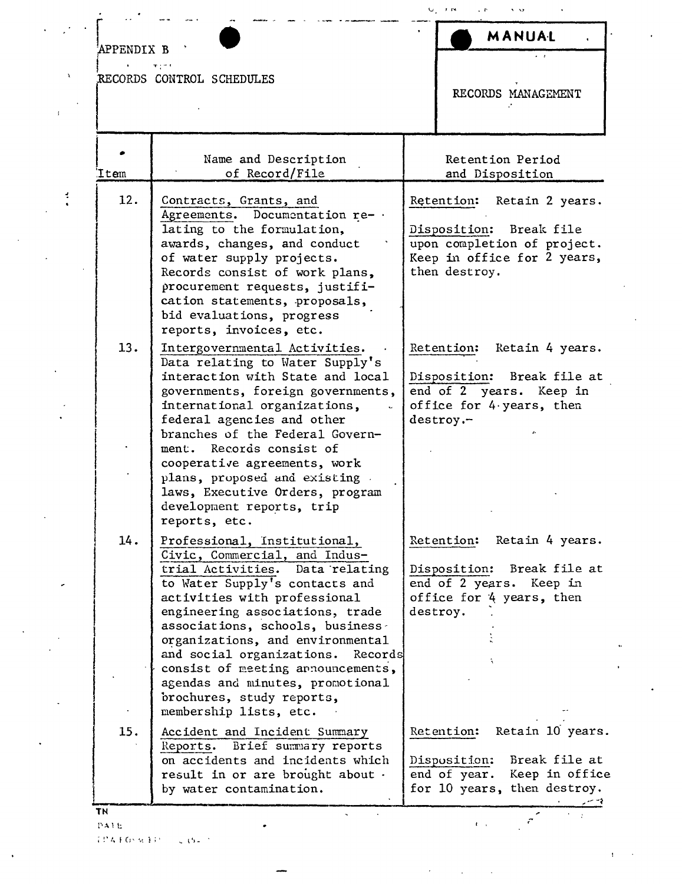APPENDIX B

RECORDS CONTROL SCHEDULES

**MANUAL**

RECORDS MANAGEMENT

| Item | Name and Description of Record/File | Retention Period and Disposition |
|---|---|---|
| 12. | Contracts, Grants, and Agreements. Documentation relating to the formulation, awards, changes, and conduct of water supply projects. Records consist of work plans, procurement requests, justification statements, proposals, bid evaluations, progress reports, invoices, etc. | Retention: Retain 2 years. Disposition: Break file upon completion of project. Keep in office for 2 years, then destroy. |
| 13. | Intergovernmental Activities. Data relating to Water Supply's interaction with State and local governments, foreign governments, international organizations, federal agencies and other branches of the Federal Government. Records consist of cooperative agreements, work plans, proposed and existing laws, Executive Orders, program development reports, trip reports, etc. | Retention: Retain 4 years. Disposition: Break file at end of 2 years. Keep in office for 4 years, then destroy. |
| 14. | Professional, Institutional, Civic, Commercial, and Industrial Activities. Data relating to Water Supply's contacts and activities with professional engineering associations, trade associations, schools, business organizations, and environmental and social organizations. Records consist of meeting announcements, agendas and minutes, promotional brochures, study reports, membership lists, etc. | Retention: Retain 4 years. Disposition: Break file at end of 2 years. Keep in office for 4 years, then destroy. |
| 15. | Accident and Incident Summary Reports. Brief summary reports on accidents and incidents which result in or are brought about by water contamination. | Retention: Retain 10 years. Disposition: Break file at end of year. Keep in office for 10 years, then destroy. |